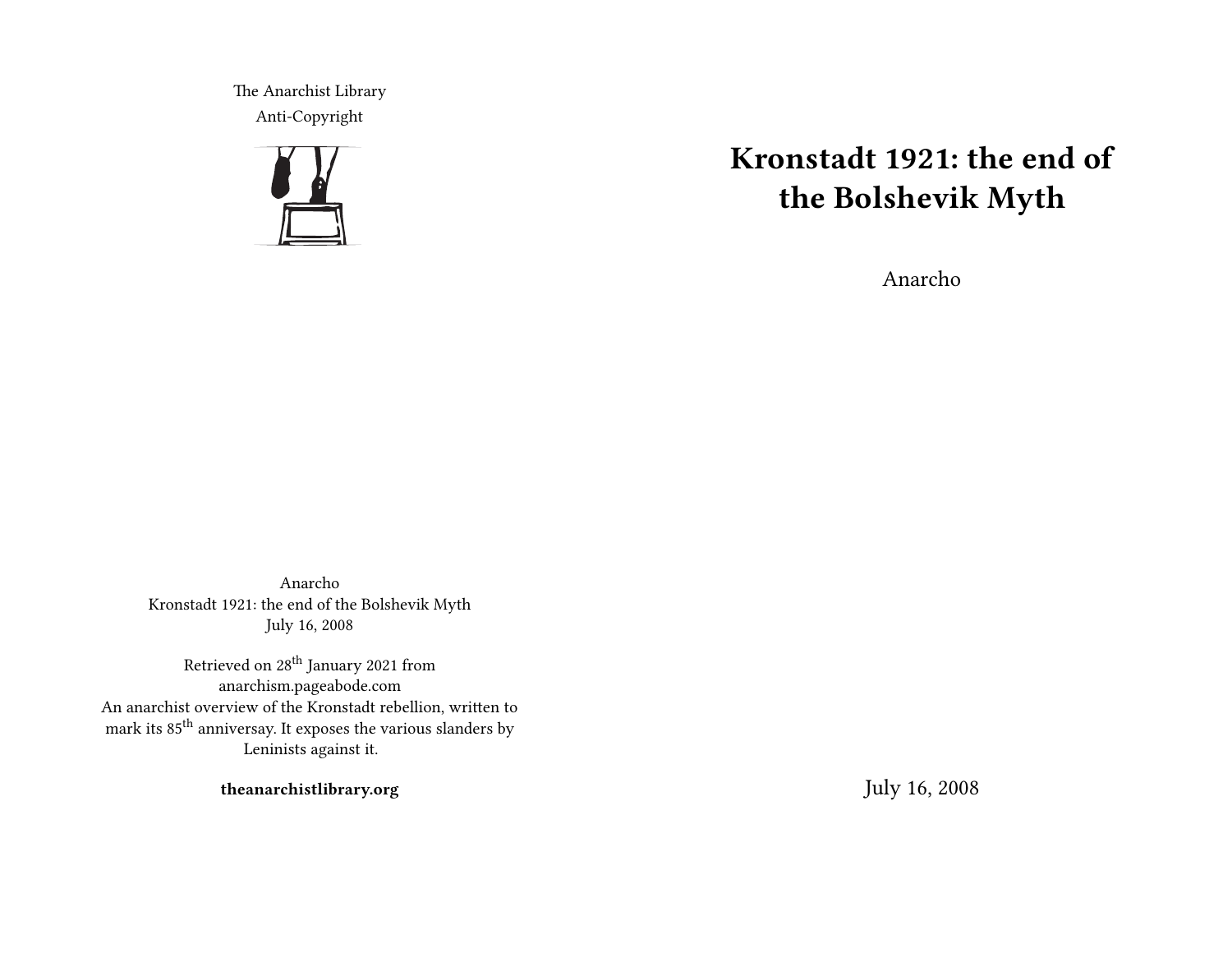# Kronstadt 1921: the end of the Bolshevik Myth

Anarcho

July 16, 2008

The Anarchist Library
Anti-Copyright

Anarcho
Kronstadt 1921: the end of the Bolshevik Myth
July 16, 2008

Retrieved on 28th January 2021 from anarchism.pageabode.com
An anarchist overview of the Kronstadt rebellion, written to mark its 85th anniversay. It exposes the various slanders by Leninists against it.

**theanarchistlibrary.org**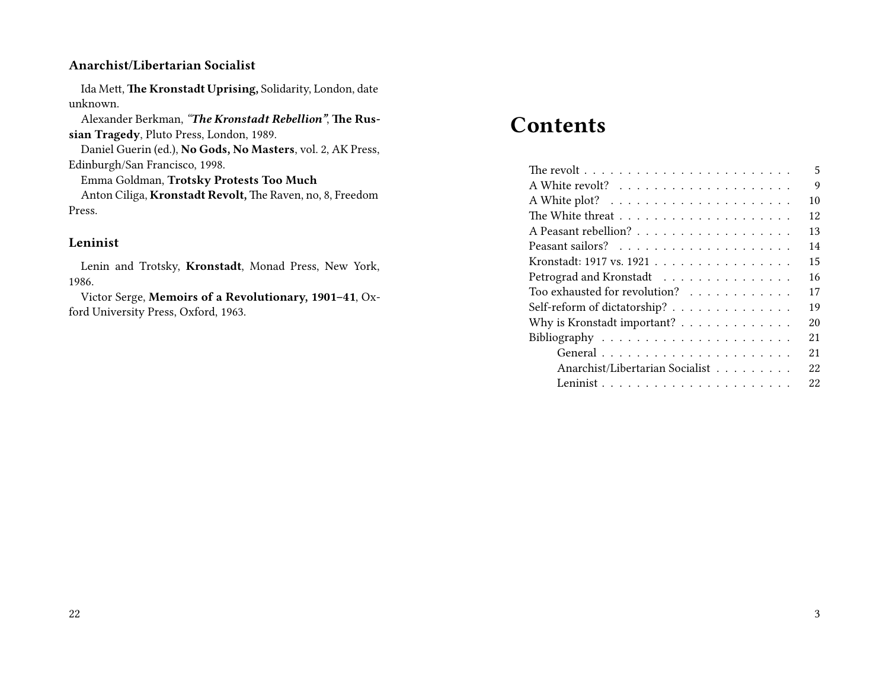### Anarchist/Libertarian Socialist

Ida Mett, **The Kronstadt Uprising,** Solidarity, London, date unknown.

Alexander Berkman, ***"The Kronstadt Rebellion"***, **The Russian Tragedy**, Pluto Press, London, 1989.

Daniel Guerin (ed.), **No Gods, No Masters**, vol. 2, AK Press, Edinburgh/San Francisco, 1998.

Emma Goldman, **Trotsky Protests Too Much**

Anton Ciliga, **Kronstadt Revolt,** The Raven, no, 8, Freedom Press.

### Leninist

Lenin and Trotsky, **Kronstadt**, Monad Press, New York, 1986.

Victor Serge, **Memoirs of a Revolutionary, 1901–41**, Oxford University Press, Oxford, 1963.

# Contents

- The revolt . . . . . . . . . . 5
- A White revolt? . . . . . . . . . . 9
- A White plot? . . . . . . . . . . 10
- The White threat . . . . . . . . . . 12
- A Peasant rebellion? . . . . . . . . . . 13
- Peasant sailors? . . . . . . . . . . 14
- Kronstadt: 1917 vs. 1921 . . . . . . . . . . 15
- Petrograd and Kronstadt . . . . . . . . . . 16
- Too exhausted for revolution? . . . . . . . . . . 17
- Self-reform of dictatorship? . . . . . . . . . . 19
- Why is Kronstadt important? . . . . . . . . . . 20
- Bibliography . . . . . . . . . . 21
  - General . . . . . . . . . . 21
  - Anarchist/Libertarian Socialist . . . . . . . . . . 22
  - Leninist . . . . . . . . . . 22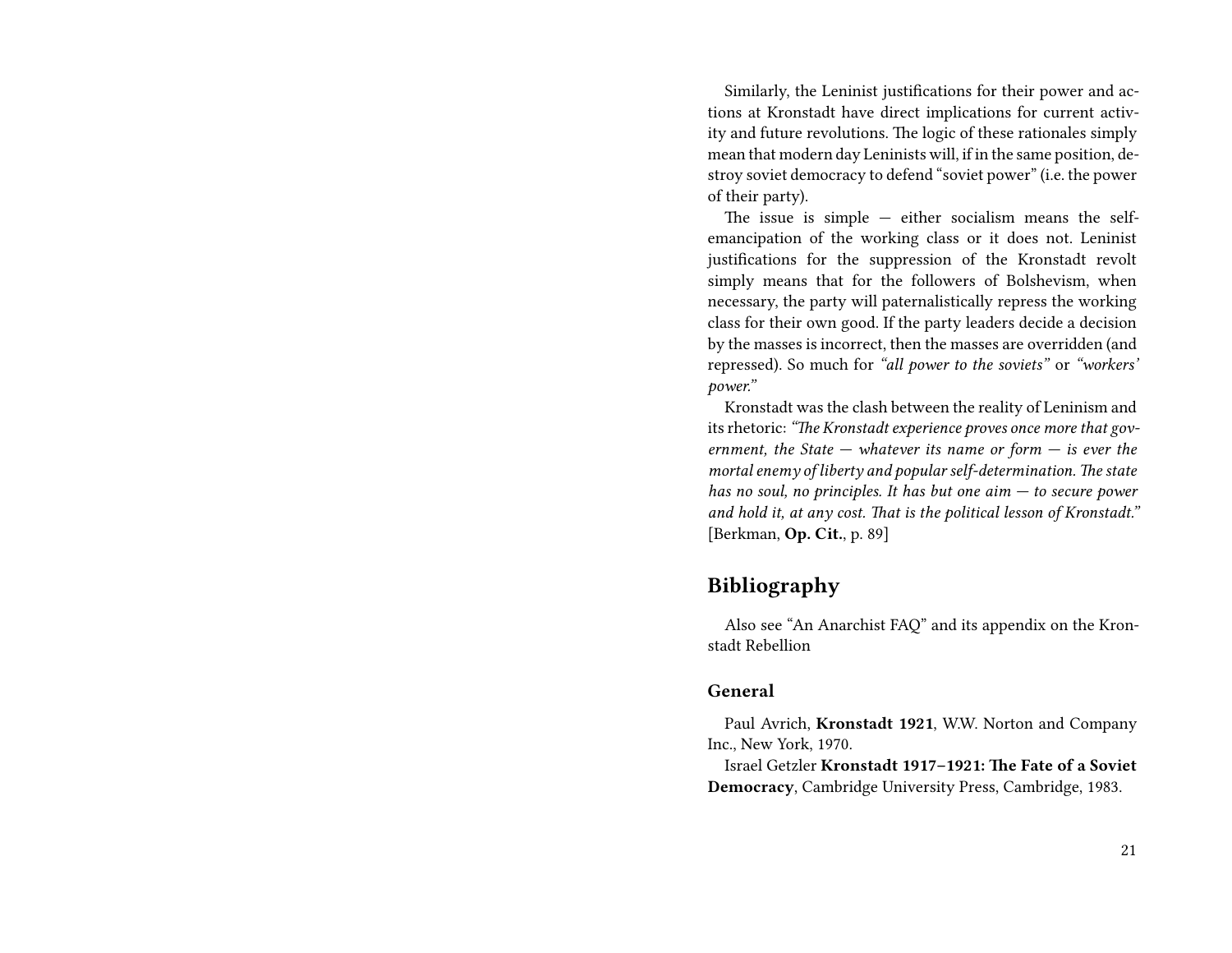Similarly, the Leninist justifications for their power and actions at Kronstadt have direct implications for current activity and future revolutions. The logic of these rationales simply mean that modern day Leninists will, if in the same position, destroy soviet democracy to defend "soviet power" (i.e. the power of their party).

The issue is simple — either socialism means the self-emancipation of the working class or it does not. Leninist justifications for the suppression of the Kronstadt revolt simply means that for the followers of Bolshevism, when necessary, the party will paternalistically repress the working class for their own good. If the party leaders decide a decision by the masses is incorrect, then the masses are overridden (and repressed). So much for *"all power to the soviets"* or *"workers' power."*

Kronstadt was the clash between the reality of Leninism and its rhetoric: *"The Kronstadt experience proves once more that government, the State — whatever its name or form — is ever the mortal enemy of liberty and popular self-determination. The state has no soul, no principles. It has but one aim — to secure power and hold it, at any cost. That is the political lesson of Kronstadt."* [Berkman, **Op. Cit.**, p. 89]

## Bibliography

Also see "An Anarchist FAQ" and its appendix on the Kronstadt Rebellion

### General

Paul Avrich, **Kronstadt 1921**, W.W. Norton and Company Inc., New York, 1970.

Israel Getzler **Kronstadt 1917–1921: The Fate of a Soviet Democracy**, Cambridge University Press, Cambridge, 1983.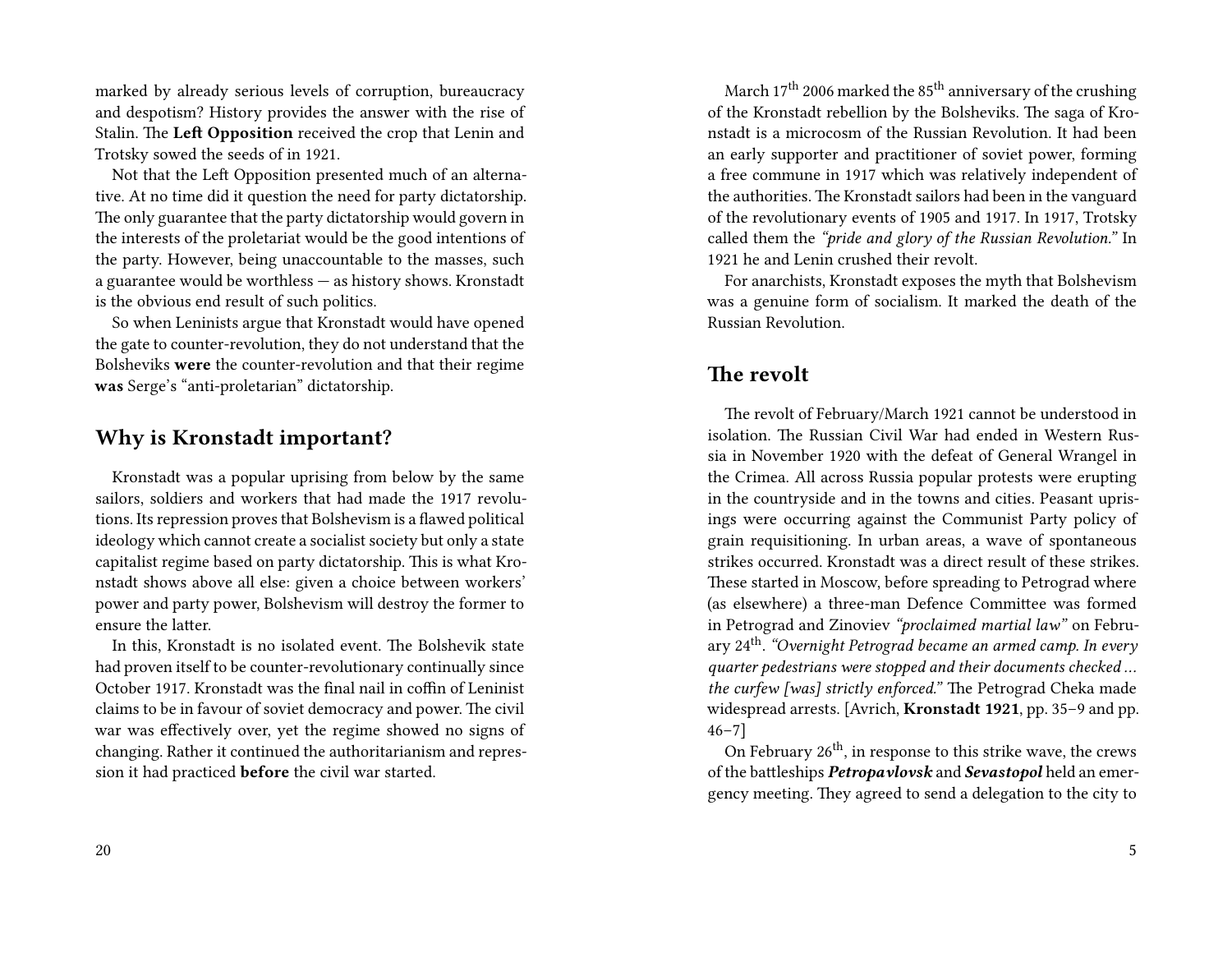marked by already serious levels of corruption, bureaucracy and despotism? History provides the answer with the rise of Stalin. The **Left Opposition** received the crop that Lenin and Trotsky sowed the seeds of in 1921.

Not that the Left Opposition presented much of an alternative. At no time did it question the need for party dictatorship. The only guarantee that the party dictatorship would govern in the interests of the proletariat would be the good intentions of the party. However, being unaccountable to the masses, such a guarantee would be worthless — as history shows. Kronstadt is the obvious end result of such politics.

So when Leninists argue that Kronstadt would have opened the gate to counter-revolution, they do not understand that the Bolsheviks **were** the counter-revolution and that their regime **was** Serge's "anti-proletarian" dictatorship.

## Why is Kronstadt important?

Kronstadt was a popular uprising from below by the same sailors, soldiers and workers that had made the 1917 revolutions. Its repression proves that Bolshevism is a flawed political ideology which cannot create a socialist society but only a state capitalist regime based on party dictatorship. This is what Kronstadt shows above all else: given a choice between workers' power and party power, Bolshevism will destroy the former to ensure the latter.

In this, Kronstadt is no isolated event. The Bolshevik state had proven itself to be counter-revolutionary continually since October 1917. Kronstadt was the final nail in coffin of Leninist claims to be in favour of soviet democracy and power. The civil war was effectively over, yet the regime showed no signs of changing. Rather it continued the authoritarianism and repression it had practiced **before** the civil war started.

March 17th 2006 marked the 85th anniversary of the crushing of the Kronstadt rebellion by the Bolsheviks. The saga of Kronstadt is a microcosm of the Russian Revolution. It had been an early supporter and practitioner of soviet power, forming a free commune in 1917 which was relatively independent of the authorities. The Kronstadt sailors had been in the vanguard of the revolutionary events of 1905 and 1917. In 1917, Trotsky called them the *"pride and glory of the Russian Revolution."* In 1921 he and Lenin crushed their revolt.

For anarchists, Kronstadt exposes the myth that Bolshevism was a genuine form of socialism. It marked the death of the Russian Revolution.

## The revolt

The revolt of February/March 1921 cannot be understood in isolation. The Russian Civil War had ended in Western Russia in November 1920 with the defeat of General Wrangel in the Crimea. All across Russia popular protests were erupting in the countryside and in the towns and cities. Peasant uprisings were occurring against the Communist Party policy of grain requisitioning. In urban areas, a wave of spontaneous strikes occurred. Kronstadt was a direct result of these strikes. These started in Moscow, before spreading to Petrograd where (as elsewhere) a three-man Defence Committee was formed in Petrograd and Zinoviev *"proclaimed martial law"* on February 24th. *"Overnight Petrograd became an armed camp. In every quarter pedestrians were stopped and their documents checked … the curfew [was] strictly enforced."* The Petrograd Cheka made widespread arrests. [Avrich, **Kronstadt 1921**, pp. 35–9 and pp. 46–7]

On February 26th, in response to this strike wave, the crews of the battleships ***Petropavlovsk*** and ***Sevastopol*** held an emergency meeting. They agreed to send a delegation to the city to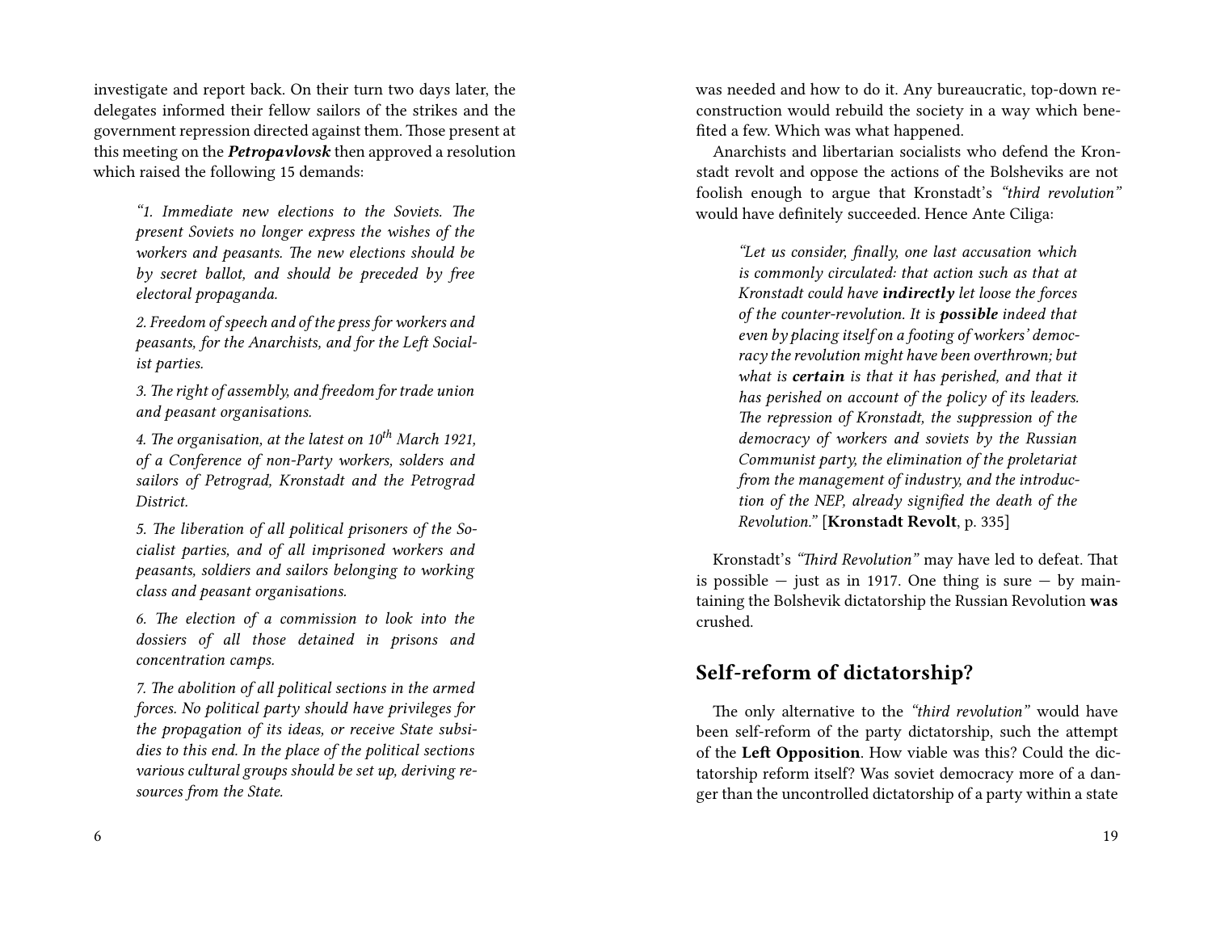investigate and report back. On their turn two days later, the delegates informed their fellow sailors of the strikes and the government repression directed against them. Those present at this meeting on the ***Petropavlovsk*** then approved a resolution which raised the following 15 demands:

> *"1. Immediate new elections to the Soviets. The present Soviets no longer express the wishes of the workers and peasants. The new elections should be by secret ballot, and should be preceded by free electoral propaganda.*
>
> *2. Freedom of speech and of the press for workers and peasants, for the Anarchists, and for the Left Socialist parties.*
>
> *3. The right of assembly, and freedom for trade union and peasant organisations.*
>
> *4. The organisation, at the latest on 10th March 1921, of a Conference of non-Party workers, solders and sailors of Petrograd, Kronstadt and the Petrograd District.*
>
> *5. The liberation of all political prisoners of the Socialist parties, and of all imprisoned workers and peasants, soldiers and sailors belonging to working class and peasant organisations.*
>
> *6. The election of a commission to look into the dossiers of all those detained in prisons and concentration camps.*
>
> *7. The abolition of all political sections in the armed forces. No political party should have privileges for the propagation of its ideas, or receive State subsidies to this end. In the place of the political sections various cultural groups should be set up, deriving resources from the State.*

was needed and how to do it. Any bureaucratic, top-down reconstruction would rebuild the society in a way which benefited a few. Which was what happened.

Anarchists and libertarian socialists who defend the Kronstadt revolt and oppose the actions of the Bolsheviks are not foolish enough to argue that Kronstadt's *"third revolution"* would have definitely succeeded. Hence Ante Ciliga:

> *"Let us consider, finally, one last accusation which is commonly circulated: that action such as that at Kronstadt could have **indirectly** let loose the forces of the counter-revolution. It is **possible** indeed that even by placing itself on a footing of workers' democracy the revolution might have been overthrown; but what is **certain** is that it has perished, and that it has perished on account of the policy of its leaders. The repression of Kronstadt, the suppression of the democracy of workers and soviets by the Russian Communist party, the elimination of the proletariat from the management of industry, and the introduction of the NEP, already signified the death of the Revolution."* [**Kronstadt Revolt**, p. 335]

Kronstadt's *"Third Revolution"* may have led to defeat. That is possible — just as in 1917. One thing is sure — by maintaining the Bolshevik dictatorship the Russian Revolution **was** crushed.

## Self-reform of dictatorship?

The only alternative to the *"third revolution"* would have been self-reform of the party dictatorship, such the attempt of the **Left Opposition**. How viable was this? Could the dictatorship reform itself? Was soviet democracy more of a danger than the uncontrolled dictatorship of a party within a state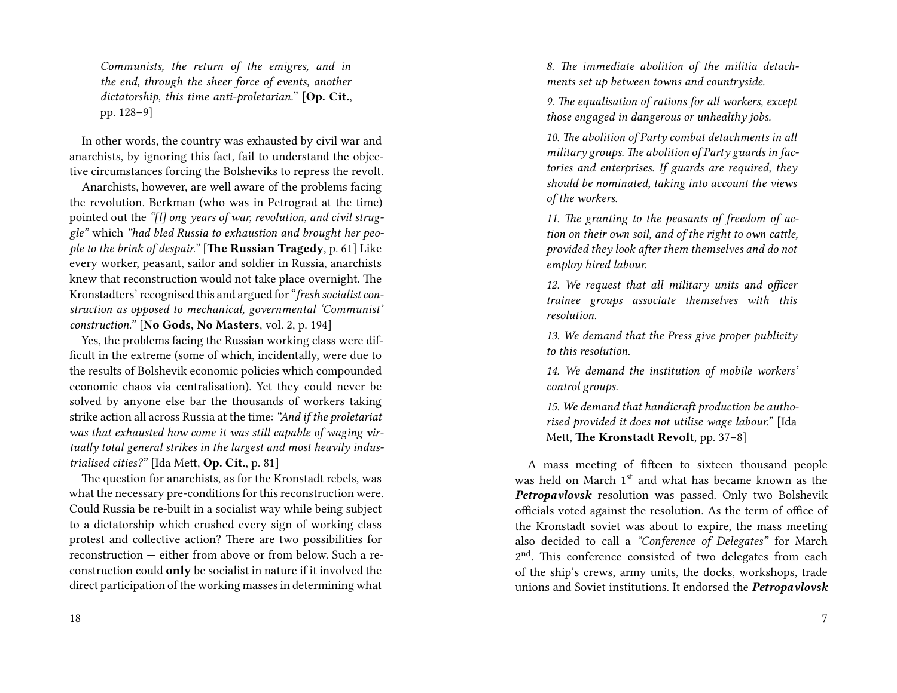*Communists, the return of the emigres, and in the end, through the sheer force of events, another dictatorship, this time anti-proletarian.”* [**Op. Cit.**, pp. 128–9]

In other words, the country was exhausted by civil war and anarchists, by ignoring this fact, fail to understand the objective circumstances forcing the Bolsheviks to repress the revolt.

Anarchists, however, are well aware of the problems facing the revolution. Berkman (who was in Petrograd at the time) pointed out the *“[l] ong years of war, revolution, and civil struggle”* which *“had bled Russia to exhaustion and brought her people to the brink of despair.”* [**The Russian Tragedy**, p. 61] Like every worker, peasant, sailor and soldier in Russia, anarchists knew that reconstruction would not take place overnight. The Kronstadters' recognised this and argued for “*fresh socialist construction as opposed to mechanical, governmental ‘Communist’ construction.”* [**No Gods, No Masters**, vol. 2, p. 194]

Yes, the problems facing the Russian working class were difficult in the extreme (some of which, incidentally, were due to the results of Bolshevik economic policies which compounded economic chaos via centralisation). Yet they could never be solved by anyone else bar the thousands of workers taking strike action all across Russia at the time: *“And if the proletariat was that exhausted how come it was still capable of waging virtually total general strikes in the largest and most heavily industrialised cities?”* [Ida Mett, **Op. Cit.**, p. 81]

The question for anarchists, as for the Kronstadt rebels, was what the necessary pre-conditions for this reconstruction were. Could Russia be re-built in a socialist way while being subject to a dictatorship which crushed every sign of working class protest and collective action? There are two possibilities for reconstruction — either from above or from below. Such a reconstruction could **only** be socialist in nature if it involved the direct participation of the working masses in determining what

*8. The immediate abolition of the militia detachments set up between towns and countryside.*

*9. The equalisation of rations for all workers, except those engaged in dangerous or unhealthy jobs.*

*10. The abolition of Party combat detachments in all military groups. The abolition of Party guards in factories and enterprises. If guards are required, they should be nominated, taking into account the views of the workers.*

*11. The granting to the peasants of freedom of action on their own soil, and of the right to own cattle, provided they look after them themselves and do not employ hired labour.*

*12. We request that all military units and officer trainee groups associate themselves with this resolution.*

*13. We demand that the Press give proper publicity to this resolution.*

*14. We demand the institution of mobile workers' control groups.*

*15. We demand that handicraft production be authorised provided it does not utilise wage labour.”* [Ida Mett, **The Kronstadt Revolt**, pp. 37–8]

A mass meeting of fifteen to sixteen thousand people was held on March 1st and what has became known as the ***Petropavlovsk*** resolution was passed. Only two Bolshevik officials voted against the resolution. As the term of office of the Kronstadt soviet was about to expire, the mass meeting also decided to call a *“Conference of Delegates”* for March 2nd. This conference consisted of two delegates from each of the ship's crews, army units, the docks, workshops, trade unions and Soviet institutions. It endorsed the ***Petropavlovsk***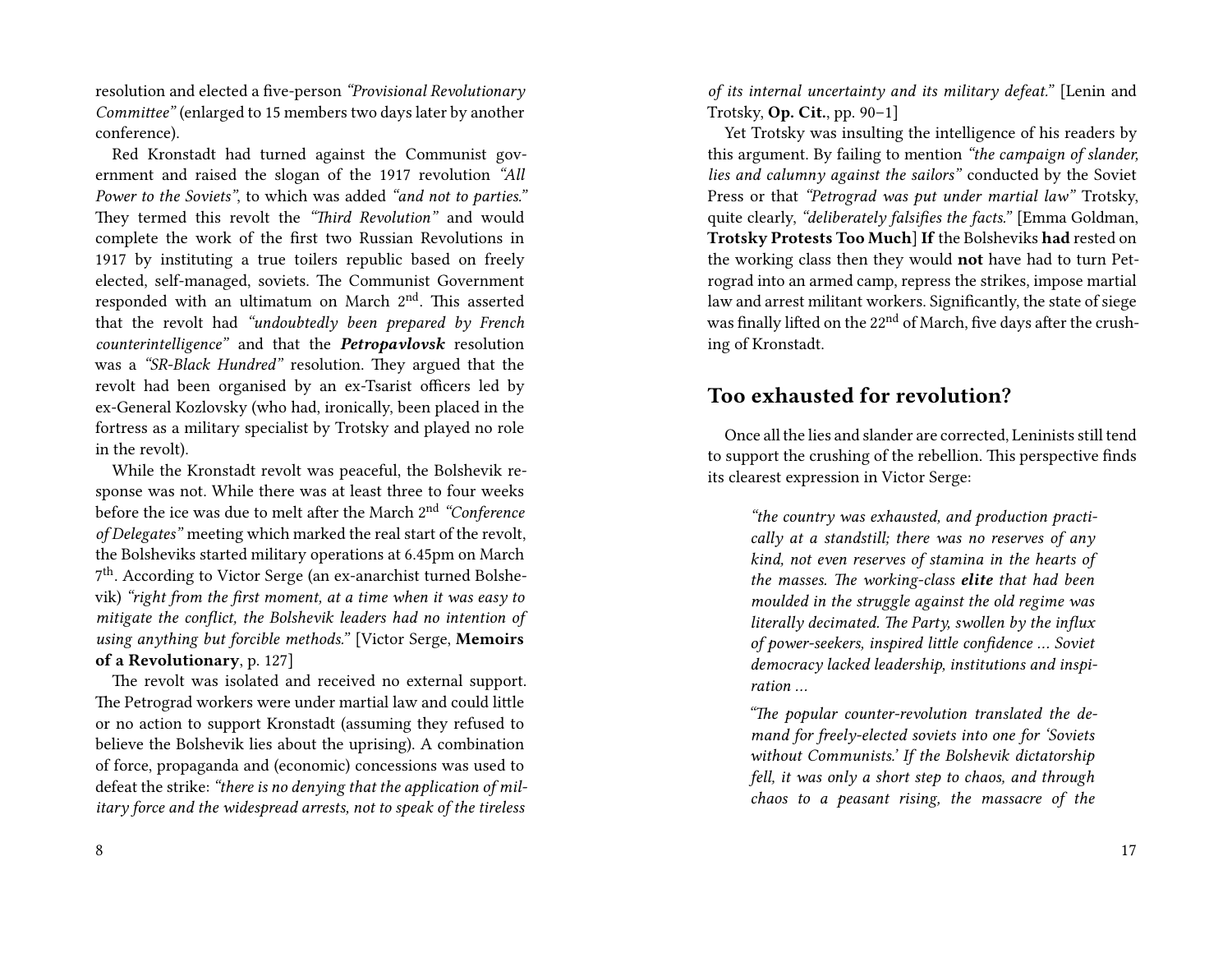resolution and elected a five-person *"Provisional Revolutionary Committee"* (enlarged to 15 members two days later by another conference).

Red Kronstadt had turned against the Communist government and raised the slogan of the 1917 revolution *"All Power to the Soviets"*, to which was added *"and not to parties."* They termed this revolt the *"Third Revolution"* and would complete the work of the first two Russian Revolutions in 1917 by instituting a true toilers republic based on freely elected, self-managed, soviets. The Communist Government responded with an ultimatum on March 2nd. This asserted that the revolt had *"undoubtedly been prepared by French counterintelligence"* and that the ***Petropavlovsk*** resolution was a *"SR-Black Hundred"* resolution. They argued that the revolt had been organised by an ex-Tsarist officers led by ex-General Kozlovsky (who had, ironically, been placed in the fortress as a military specialist by Trotsky and played no role in the revolt).

While the Kronstadt revolt was peaceful, the Bolshevik response was not. While there was at least three to four weeks before the ice was due to melt after the March 2nd *"Conference of Delegates"* meeting which marked the real start of the revolt, the Bolsheviks started military operations at 6.45pm on March 7th. According to Victor Serge (an ex-anarchist turned Bolshevik) *"right from the first moment, at a time when it was easy to mitigate the conflict, the Bolshevik leaders had no intention of using anything but forcible methods."* [Victor Serge, **Memoirs of a Revolutionary**, p. 127]

The revolt was isolated and received no external support. The Petrograd workers were under martial law and could little or no action to support Kronstadt (assuming they refused to believe the Bolshevik lies about the uprising). A combination of force, propaganda and (economic) concessions was used to defeat the strike: *"there is no denying that the application of military force and the widespread arrests, not to speak of the tireless of its internal uncertainty and its military defeat."* [Lenin and Trotsky, **Op. Cit.**, pp. 90–1]

Yet Trotsky was insulting the intelligence of his readers by this argument. By failing to mention *"the campaign of slander, lies and calumny against the sailors"* conducted by the Soviet Press or that *"Petrograd was put under martial law"* Trotsky, quite clearly, *"deliberately falsifies the facts."* [Emma Goldman, **Trotsky Protests Too Much**] **If** the Bolsheviks **had** rested on the working class then they would **not** have had to turn Petrograd into an armed camp, repress the strikes, impose martial law and arrest militant workers. Significantly, the state of siege was finally lifted on the 22nd of March, five days after the crushing of Kronstadt.

## Too exhausted for revolution?

Once all the lies and slander are corrected, Leninists still tend to support the crushing of the rebellion. This perspective finds its clearest expression in Victor Serge:

> *"the country was exhausted, and production practically at a standstill; there was no reserves of any kind, not even reserves of stamina in the hearts of the masses. The working-class **elite** that had been moulded in the struggle against the old regime was literally decimated. The Party, swollen by the influx of power-seekers, inspired little confidence … Soviet democracy lacked leadership, institutions and inspiration …*
>
> *"The popular counter-revolution translated the demand for freely-elected soviets into one for 'Soviets without Communists.' If the Bolshevik dictatorship fell, it was only a short step to chaos, and through chaos to a peasant rising, the massacre of the*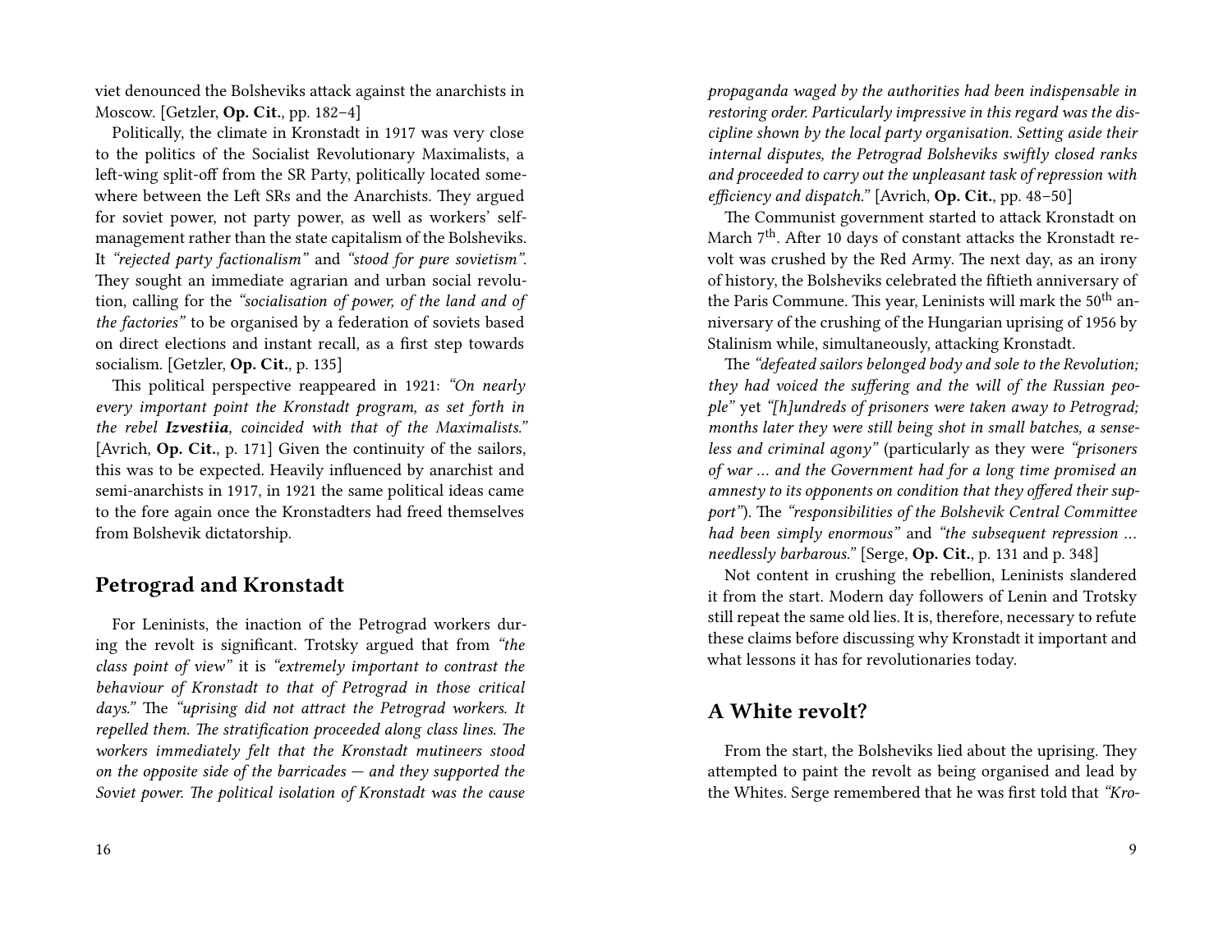viet denounced the Bolsheviks attack against the anarchists in Moscow. [Getzler, **Op. Cit.**, pp. 182–4]

Politically, the climate in Kronstadt in 1917 was very close to the politics of the Socialist Revolutionary Maximalists, a left-wing split-off from the SR Party, politically located somewhere between the Left SRs and the Anarchists. They argued for soviet power, not party power, as well as workers' self-management rather than the state capitalism of the Bolsheviks. It *"rejected party factionalism"* and *"stood for pure sovietism"*. They sought an immediate agrarian and urban social revolution, calling for the *"socialisation of power, of the land and of the factories"* to be organised by a federation of soviets based on direct elections and instant recall, as a first step towards socialism. [Getzler, **Op. Cit.**, p. 135]

This political perspective reappeared in 1921: *"On nearly every important point the Kronstadt program, as set forth in the rebel **Izvestiia**, coincided with that of the Maximalists."* [Avrich, **Op. Cit.**, p. 171] Given the continuity of the sailors, this was to be expected. Heavily influenced by anarchist and semi-anarchists in 1917, in 1921 the same political ideas came to the fore again once the Kronstadters had freed themselves from Bolshevik dictatorship.

## Petrograd and Kronstadt

For Leninists, the inaction of the Petrograd workers during the revolt is significant. Trotsky argued that from *"the class point of view"* it is *"extremely important to contrast the behaviour of Kronstadt to that of Petrograd in those critical days."* The *"uprising did not attract the Petrograd workers. It repelled them. The stratification proceeded along class lines. The workers immediately felt that the Kronstadt mutineers stood on the opposite side of the barricades — and they supported the Soviet power. The political isolation of Kronstadt was the cause*

*propaganda waged by the authorities had been indispensable in restoring order. Particularly impressive in this regard was the discipline shown by the local party organisation. Setting aside their internal disputes, the Petrograd Bolsheviks swiftly closed ranks and proceeded to carry out the unpleasant task of repression with efficiency and dispatch."* [Avrich, **Op. Cit.**, pp. 48–50]

The Communist government started to attack Kronstadt on March 7th. After 10 days of constant attacks the Kronstadt revolt was crushed by the Red Army. The next day, as an irony of history, the Bolsheviks celebrated the fiftieth anniversary of the Paris Commune. This year, Leninists will mark the 50th anniversary of the crushing of the Hungarian uprising of 1956 by Stalinism while, simultaneously, attacking Kronstadt.

The *"defeated sailors belonged body and sole to the Revolution; they had voiced the suffering and the will of the Russian people"* yet *"[h]undreds of prisoners were taken away to Petrograd; months later they were still being shot in small batches, a senseless and criminal agony"* (particularly as they were *"prisoners of war … and the Government had for a long time promised an amnesty to its opponents on condition that they offered their support"*). The *"responsibilities of the Bolshevik Central Committee had been simply enormous"* and *"the subsequent repression … needlessly barbarous."* [Serge, **Op. Cit.**, p. 131 and p. 348]

Not content in crushing the rebellion, Leninists slandered it from the start. Modern day followers of Lenin and Trotsky still repeat the same old lies. It is, therefore, necessary to refute these claims before discussing why Kronstadt it important and what lessons it has for revolutionaries today.

## A White revolt?

From the start, the Bolsheviks lied about the uprising. They attempted to paint the revolt as being organised and lead by the Whites. Serge remembered that he was first told that *"Kro-*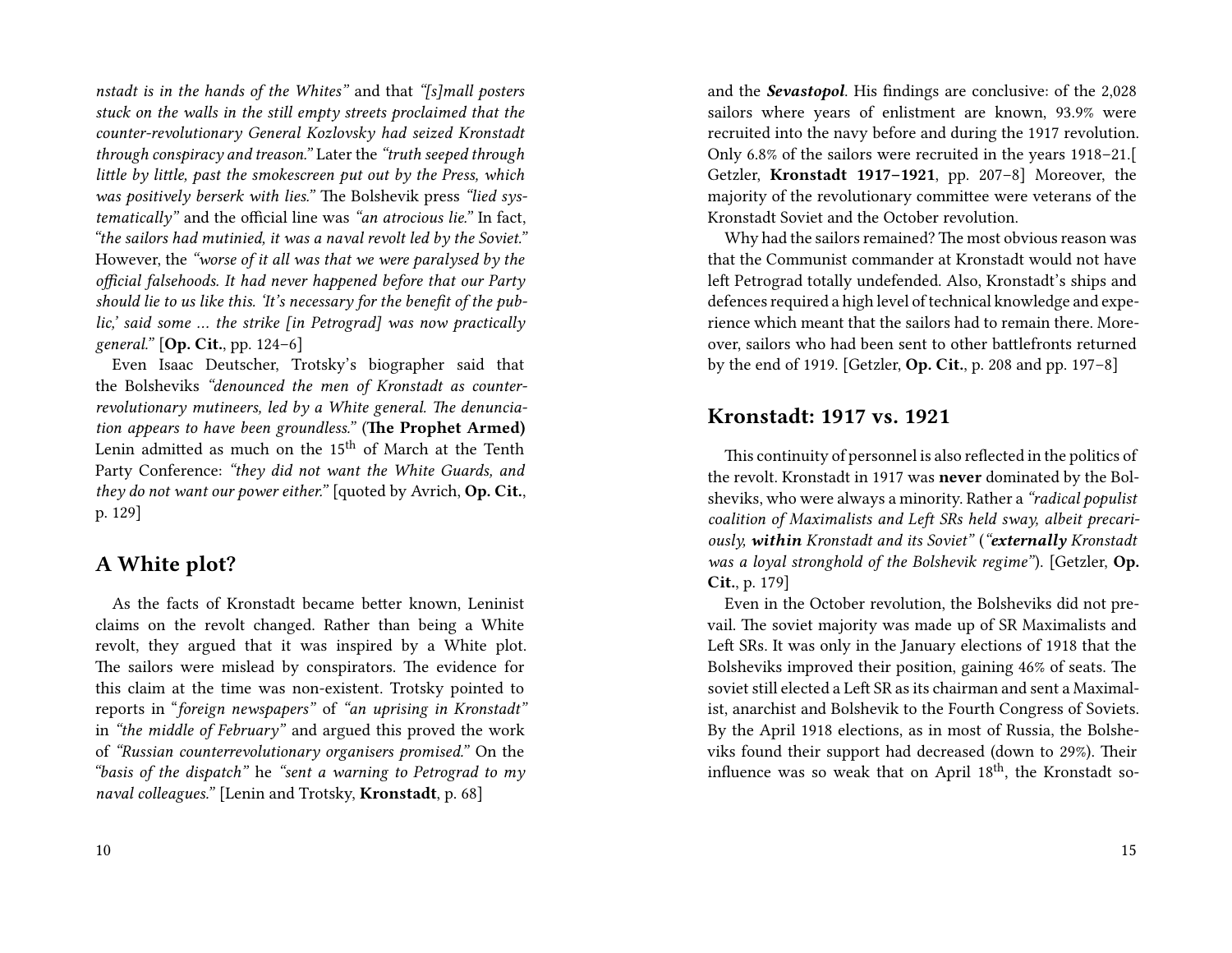*nstadt is in the hands of the Whites"* and that *"[s]mall posters stuck on the walls in the still empty streets proclaimed that the counter-revolutionary General Kozlovsky had seized Kronstadt through conspiracy and treason."* Later the *"truth seeped through little by little, past the smokescreen put out by the Press, which was positively berserk with lies."* The Bolshevik press *"lied systematically"* and the official line was *"an atrocious lie."* In fact, *"the sailors had mutinied, it was a naval revolt led by the Soviet."* However, the *"worse of it all was that we were paralysed by the official falsehoods. It had never happened before that our Party should lie to us like this. 'It's necessary for the benefit of the public,' said some … the strike [in Petrograd] was now practically general."* [**Op. Cit.**, pp. 124–6]

Even Isaac Deutscher, Trotsky's biographer said that the Bolsheviks *"denounced the men of Kronstadt as counter-revolutionary mutineers, led by a White general. The denunciation appears to have been groundless."* (**The Prophet Armed)** Lenin admitted as much on the 15th of March at the Tenth Party Conference: *"they did not want the White Guards, and they do not want our power either."* [quoted by Avrich, **Op. Cit.**, p. 129]

## A White plot?

As the facts of Kronstadt became better known, Leninist claims on the revolt changed. Rather than being a White revolt, they argued that it was inspired by a White plot. The sailors were mislead by conspirators. The evidence for this claim at the time was non-existent. Trotsky pointed to reports in "*foreign newspapers"* of *"an uprising in Kronstadt"* in *"the middle of February"* and argued this proved the work of *"Russian counterrevolutionary organisers promised."* On the *"basis of the dispatch"* he *"sent a warning to Petrograd to my naval colleagues."* [Lenin and Trotsky, **Kronstadt**, p. 68]

and the ***Sevastopol***. His findings are conclusive: of the 2,028 sailors where years of enlistment are known, 93.9% were recruited into the navy before and during the 1917 revolution. Only 6.8% of the sailors were recruited in the years 1918–21.[ Getzler, **Kronstadt 1917–1921**, pp. 207–8] Moreover, the majority of the revolutionary committee were veterans of the Kronstadt Soviet and the October revolution.

Why had the sailors remained? The most obvious reason was that the Communist commander at Kronstadt would not have left Petrograd totally undefended. Also, Kronstadt's ships and defences required a high level of technical knowledge and experience which meant that the sailors had to remain there. Moreover, sailors who had been sent to other battlefronts returned by the end of 1919. [Getzler, **Op. Cit.**, p. 208 and pp. 197–8]

## Kronstadt: 1917 vs. 1921

This continuity of personnel is also reflected in the politics of the revolt. Kronstadt in 1917 was **never** dominated by the Bolsheviks, who were always a minority. Rather a *"radical populist coalition of Maximalists and Left SRs held sway, albeit precariously, **within** Kronstadt and its Soviet"* (*"**externally** Kronstadt was a loyal stronghold of the Bolshevik regime"*). [Getzler, **Op. Cit.**, p. 179]

Even in the October revolution, the Bolsheviks did not prevail. The soviet majority was made up of SR Maximalists and Left SRs. It was only in the January elections of 1918 that the Bolsheviks improved their position, gaining 46% of seats. The soviet still elected a Left SR as its chairman and sent a Maximalist, anarchist and Bolshevik to the Fourth Congress of Soviets. By the April 1918 elections, as in most of Russia, the Bolsheviks found their support had decreased (down to 29%). Their influence was so weak that on April 18th, the Kronstadt so-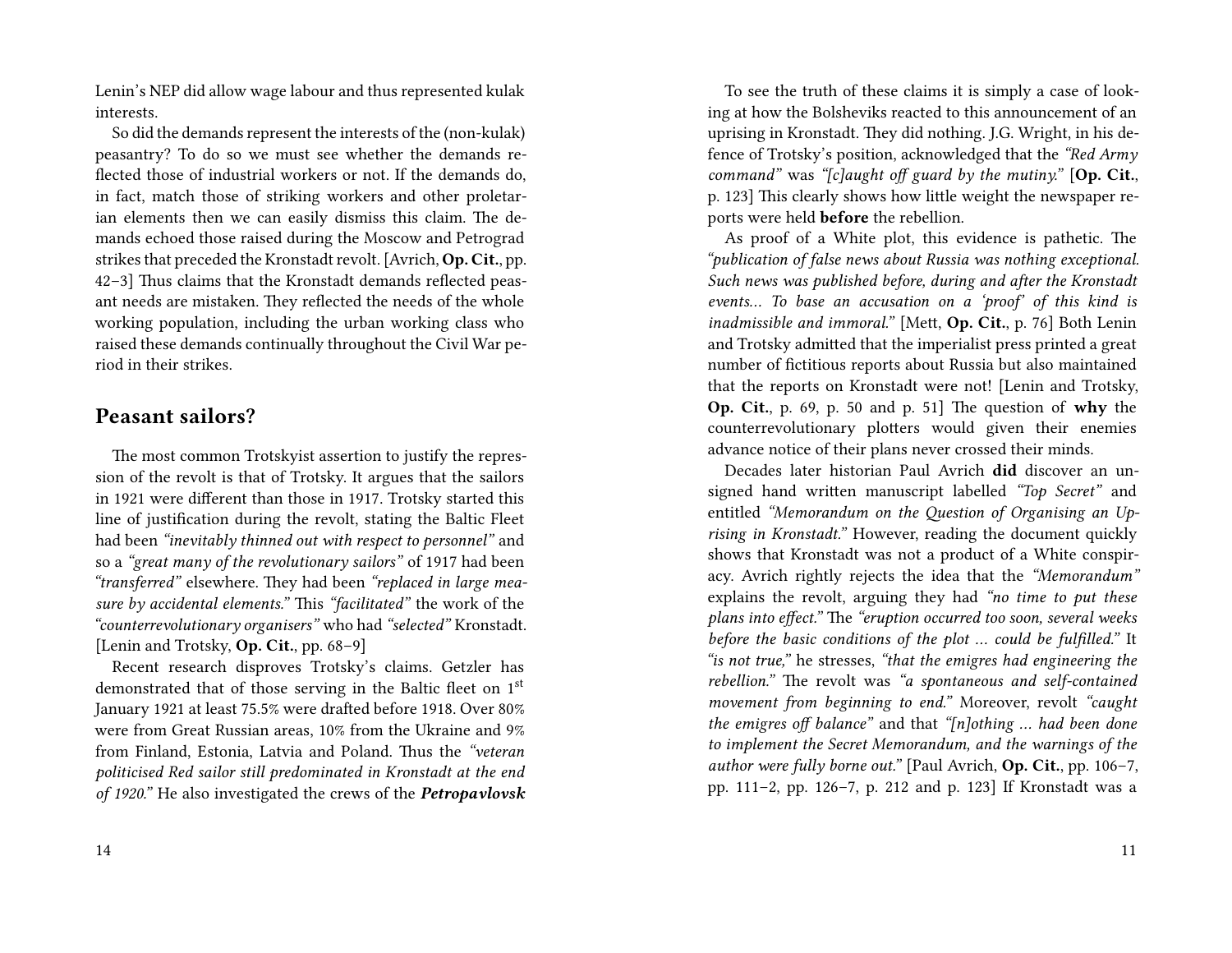Lenin's NEP did allow wage labour and thus represented kulak interests.

So did the demands represent the interests of the (non-kulak) peasantry? To do so we must see whether the demands reflected those of industrial workers or not. If the demands do, in fact, match those of striking workers and other proletarian elements then we can easily dismiss this claim. The demands echoed those raised during the Moscow and Petrograd strikes that preceded the Kronstadt revolt. [Avrich, **Op. Cit.**, pp. 42–3] Thus claims that the Kronstadt demands reflected peasant needs are mistaken. They reflected the needs of the whole working population, including the urban working class who raised these demands continually throughout the Civil War period in their strikes.

## Peasant sailors?

The most common Trotskyist assertion to justify the repression of the revolt is that of Trotsky. It argues that the sailors in 1921 were different than those in 1917. Trotsky started this line of justification during the revolt, stating the Baltic Fleet had been *"inevitably thinned out with respect to personnel"* and so a *"great many of the revolutionary sailors"* of 1917 had been *"transferred"* elsewhere. They had been *"replaced in large measure by accidental elements."* This *"facilitated"* the work of the *"counterrevolutionary organisers"* who had *"selected"* Kronstadt. [Lenin and Trotsky, **Op. Cit.**, pp. 68–9]

Recent research disproves Trotsky's claims. Getzler has demonstrated that of those serving in the Baltic fleet on 1st January 1921 at least 75.5% were drafted before 1918. Over 80% were from Great Russian areas, 10% from the Ukraine and 9% from Finland, Estonia, Latvia and Poland. Thus the *"veteran politicised Red sailor still predominated in Kronstadt at the end of 1920."* He also investigated the crews of the ***Petropavlovsk***

To see the truth of these claims it is simply a case of looking at how the Bolsheviks reacted to this announcement of an uprising in Kronstadt. They did nothing. J.G. Wright, in his defence of Trotsky's position, acknowledged that the *"Red Army command"* was *"[c]aught off guard by the mutiny."* [**Op. Cit.**, p. 123] This clearly shows how little weight the newspaper reports were held **before** the rebellion.

As proof of a White plot, this evidence is pathetic. The *"publication of false news about Russia was nothing exceptional. Such news was published before, during and after the Kronstadt events… To base an accusation on a 'proof' of this kind is inadmissible and immoral."* [Mett, **Op. Cit.**, p. 76] Both Lenin and Trotsky admitted that the imperialist press printed a great number of fictitious reports about Russia but also maintained that the reports on Kronstadt were not! [Lenin and Trotsky, **Op. Cit.**, p. 69, p. 50 and p. 51] The question of **why** the counterrevolutionary plotters would given their enemies advance notice of their plans never crossed their minds.

Decades later historian Paul Avrich **did** discover an unsigned hand written manuscript labelled *"Top Secret"* and entitled *"Memorandum on the Question of Organising an Uprising in Kronstadt."* However, reading the document quickly shows that Kronstadt was not a product of a White conspiracy. Avrich rightly rejects the idea that the *"Memorandum"* explains the revolt, arguing they had *"no time to put these plans into effect."* The *"eruption occurred too soon, several weeks before the basic conditions of the plot … could be fulfilled."* It *"is not true,"* he stresses, *"that the emigres had engineering the rebellion."* The revolt was *"a spontaneous and self-contained movement from beginning to end."* Moreover, revolt *"caught the emigres off balance"* and that *"[n]othing … had been done to implement the Secret Memorandum, and the warnings of the author were fully borne out."* [Paul Avrich, **Op. Cit.**, pp. 106–7, pp. 111–2, pp. 126–7, p. 212 and p. 123] If Kronstadt was a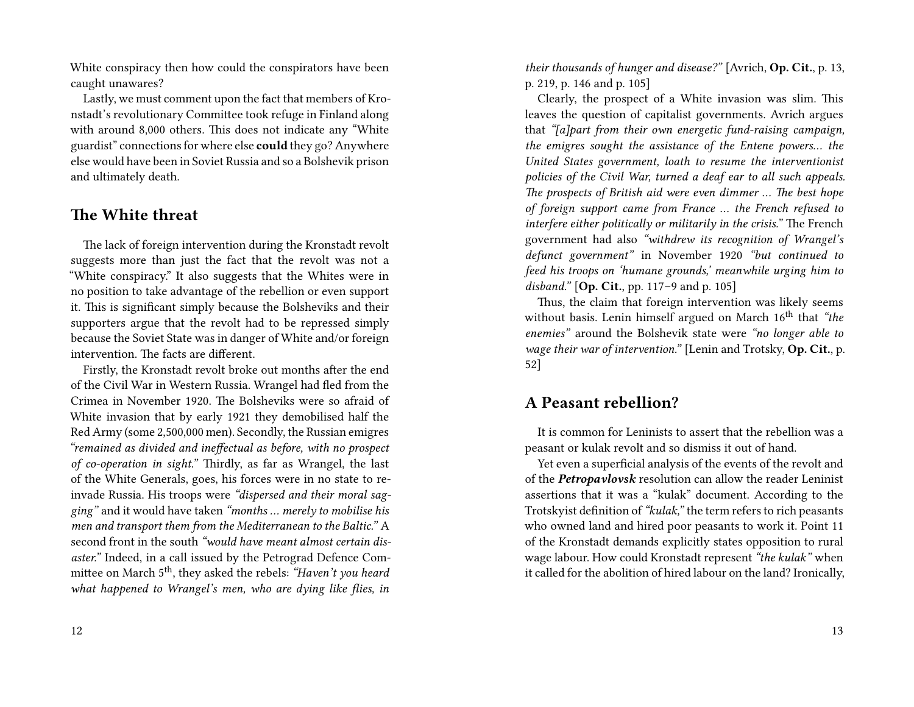White conspiracy then how could the conspirators have been caught unawares?

Lastly, we must comment upon the fact that members of Kronstadt's revolutionary Committee took refuge in Finland along with around 8,000 others. This does not indicate any "White guardist" connections for where else **could** they go? Anywhere else would have been in Soviet Russia and so a Bolshevik prison and ultimately death.

## The White threat

The lack of foreign intervention during the Kronstadt revolt suggests more than just the fact that the revolt was not a "White conspiracy." It also suggests that the Whites were in no position to take advantage of the rebellion or even support it. This is significant simply because the Bolsheviks and their supporters argue that the revolt had to be repressed simply because the Soviet State was in danger of White and/or foreign intervention. The facts are different.

Firstly, the Kronstadt revolt broke out months after the end of the Civil War in Western Russia. Wrangel had fled from the Crimea in November 1920. The Bolsheviks were so afraid of White invasion that by early 1921 they demobilised half the Red Army (some 2,500,000 men). Secondly, the Russian emigres *"remained as divided and ineffectual as before, with no prospect of co-operation in sight."* Thirdly, as far as Wrangel, the last of the White Generals, goes, his forces were in no state to re-invade Russia. His troops were *"dispersed and their moral sagging"* and it would have taken *"months … merely to mobilise his men and transport them from the Mediterranean to the Baltic."* A second front in the south *"would have meant almost certain disaster."* Indeed, in a call issued by the Petrograd Defence Committee on March 5th, they asked the rebels: *"Haven't you heard what happened to Wrangel's men, who are dying like flies, in their thousands of hunger and disease?"* [Avrich, **Op. Cit.**, p. 13, p. 219, p. 146 and p. 105]

Clearly, the prospect of a White invasion was slim. This leaves the question of capitalist governments. Avrich argues that *"[a]part from their own energetic fund-raising campaign, the emigres sought the assistance of the Entene powers… the United States government, loath to resume the interventionist policies of the Civil War, turned a deaf ear to all such appeals. The prospects of British aid were even dimmer … The best hope of foreign support came from France … the French refused to interfere either politically or militarily in the crisis."* The French government had also *"withdrew its recognition of Wrangel's defunct government"* in November 1920 *"but continued to feed his troops on 'humane grounds,' meanwhile urging him to disband."* [**Op. Cit.**, pp. 117–9 and p. 105]

Thus, the claim that foreign intervention was likely seems without basis. Lenin himself argued on March 16th that *"the enemies"* around the Bolshevik state were *"no longer able to wage their war of intervention."* [Lenin and Trotsky, **Op. Cit.**, p. 52]

## A Peasant rebellion?

It is common for Leninists to assert that the rebellion was a peasant or kulak revolt and so dismiss it out of hand.

Yet even a superficial analysis of the events of the revolt and of the ***Petropavlovsk*** resolution can allow the reader Leninist assertions that it was a "kulak" document. According to the Trotskyist definition of *"kulak,"* the term refers to rich peasants who owned land and hired poor peasants to work it. Point 11 of the Kronstadt demands explicitly states opposition to rural wage labour. How could Kronstadt represent *"the kulak"* when it called for the abolition of hired labour on the land? Ironically,